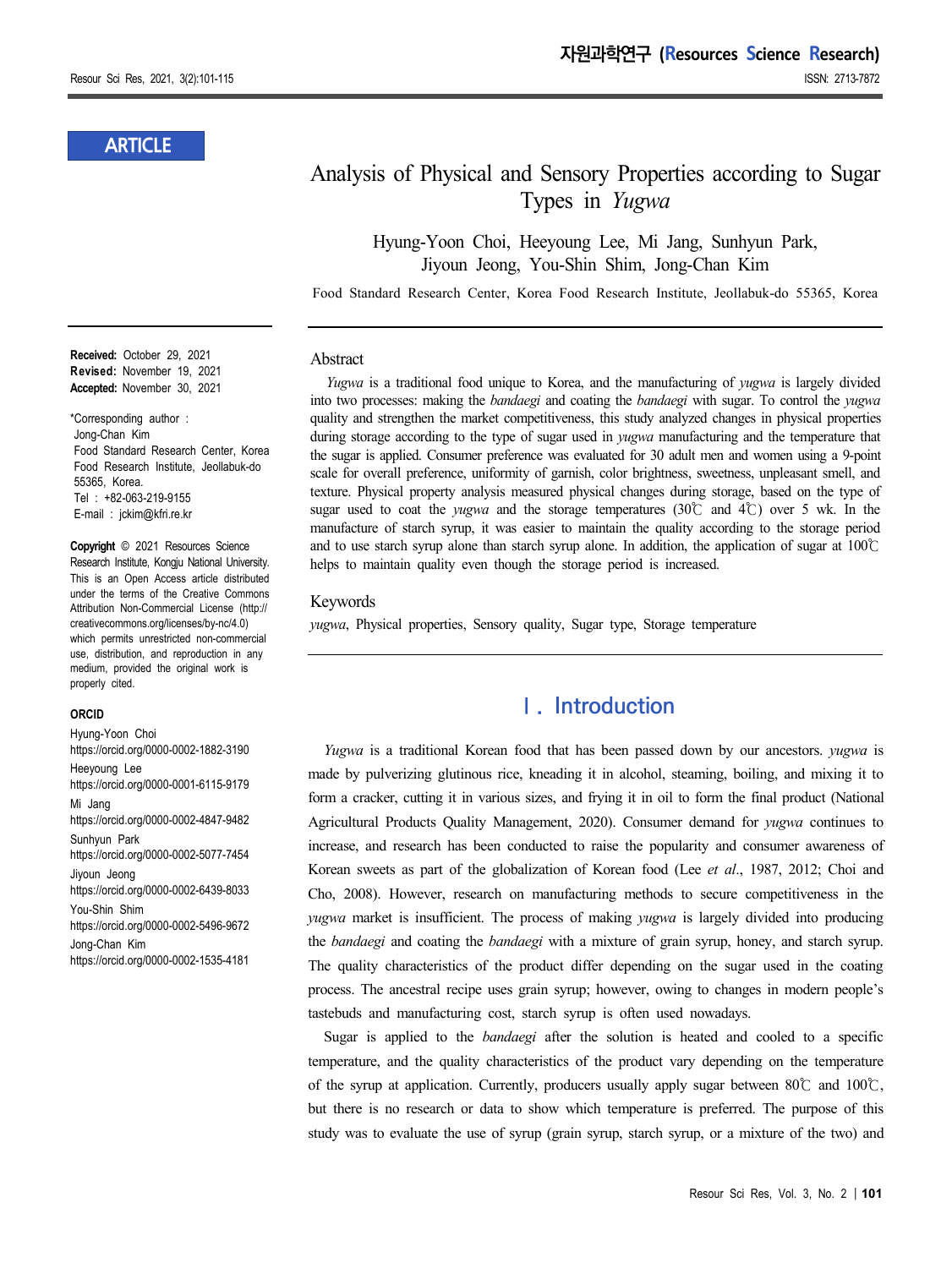ARTICLE

# Analysis of Physical and Sensory Properties according to Sugar Types in *Yugwa*

Hyung-Yoon Choi, Heeyoung Lee, Mi Jang, Sunhyun Park, Jiyoun Jeong, You-Shin Shim, Jong-Chan Kim

Food Standard Research Center, Korea Food Research Institute, Jeollabuk-do 55365, Korea

**Received:** October 29, 2021
**Revised:** November 19, 2021
**Accepted:** November 30, 2021

*Corresponding author :
Jong-Chan Kim
Food Standard Research Center, Korea Food Research Institute, Jeollabuk-do 55365, Korea.
Tel : +82-063-219-9155
E-mail : jckim@kfri.re.kr

**Copyright** © 2021 Resources Science Research Institute, Kongju National University. This is an Open Access article distributed under the terms of the Creative Commons Attribution Non-Commercial License (http://creativecommons.org/licenses/by-nc/4.0) which permits unrestricted non-commercial use, distribution, and reproduction in any medium, provided the original work is properly cited.

**ORCID**
Hyung-Yoon Choi
https://orcid.org/0000-0002-1882-3190
Heeyoung Lee
https://orcid.org/0000-0001-6115-9179
Mi Jang
https://orcid.org/0000-0002-4847-9482
Sunhyun Park
https://orcid.org/0000-0002-5077-7454
Jiyoun Jeong
https://orcid.org/0000-0002-6439-8033
You-Shin Shim
https://orcid.org/0000-0002-5496-9672
Jong-Chan Kim
https://orcid.org/0000-0002-1535-4181

## Abstract

*Yugwa* is a traditional food unique to Korea, and the manufacturing of *yugwa* is largely divided into two processes: making the *bandaegi* and coating the *bandaegi* with sugar. To control the *yugwa* quality and strengthen the market competitiveness, this study analyzed changes in physical properties during storage according to the type of sugar used in *yugwa* manufacturing and the temperature that the sugar is applied. Consumer preference was evaluated for 30 adult men and women using a 9-point scale for overall preference, uniformity of garnish, color brightness, sweetness, unpleasant smell, and texture. Physical property analysis measured physical changes during storage, based on the type of sugar used to coat the *yugwa* and the storage temperatures (30℃ and 4℃) over 5 wk. In the manufacture of starch syrup, it was easier to maintain the quality according to the storage period and to use starch syrup alone than starch syrup alone. In addition, the application of sugar at 100℃ helps to maintain quality even though the storage period is increased.

## Keywords

*yugwa*, Physical properties, Sensory quality, Sugar type, Storage temperature

## Ⅰ. Introduction

*Yugwa* is a traditional Korean food that has been passed down by our ancestors. *yugwa* is made by pulverizing glutinous rice, kneading it in alcohol, steaming, boiling, and mixing it to form a cracker, cutting it in various sizes, and frying it in oil to form the final product (National Agricultural Products Quality Management, 2020). Consumer demand for *yugwa* continues to increase, and research has been conducted to raise the popularity and consumer awareness of Korean sweets as part of the globalization of Korean food (Lee *et al*., 1987, 2012; Choi and Cho, 2008). However, research on manufacturing methods to secure competitiveness in the *yugwa* market is insufficient. The process of making *yugwa* is largely divided into producing the *bandaegi* and coating the *bandaegi* with a mixture of grain syrup, honey, and starch syrup. The quality characteristics of the product differ depending on the sugar used in the coating process. The ancestral recipe uses grain syrup; however, owing to changes in modern people's tastebuds and manufacturing cost, starch syrup is often used nowadays.

Sugar is applied to the *bandaegi* after the solution is heated and cooled to a specific temperature, and the quality characteristics of the product vary depending on the temperature of the syrup at application. Currently, producers usually apply sugar between 80℃ and 100℃, but there is no research or data to show which temperature is preferred. The purpose of this study was to evaluate the use of syrup (grain syrup, starch syrup, or a mixture of the two) and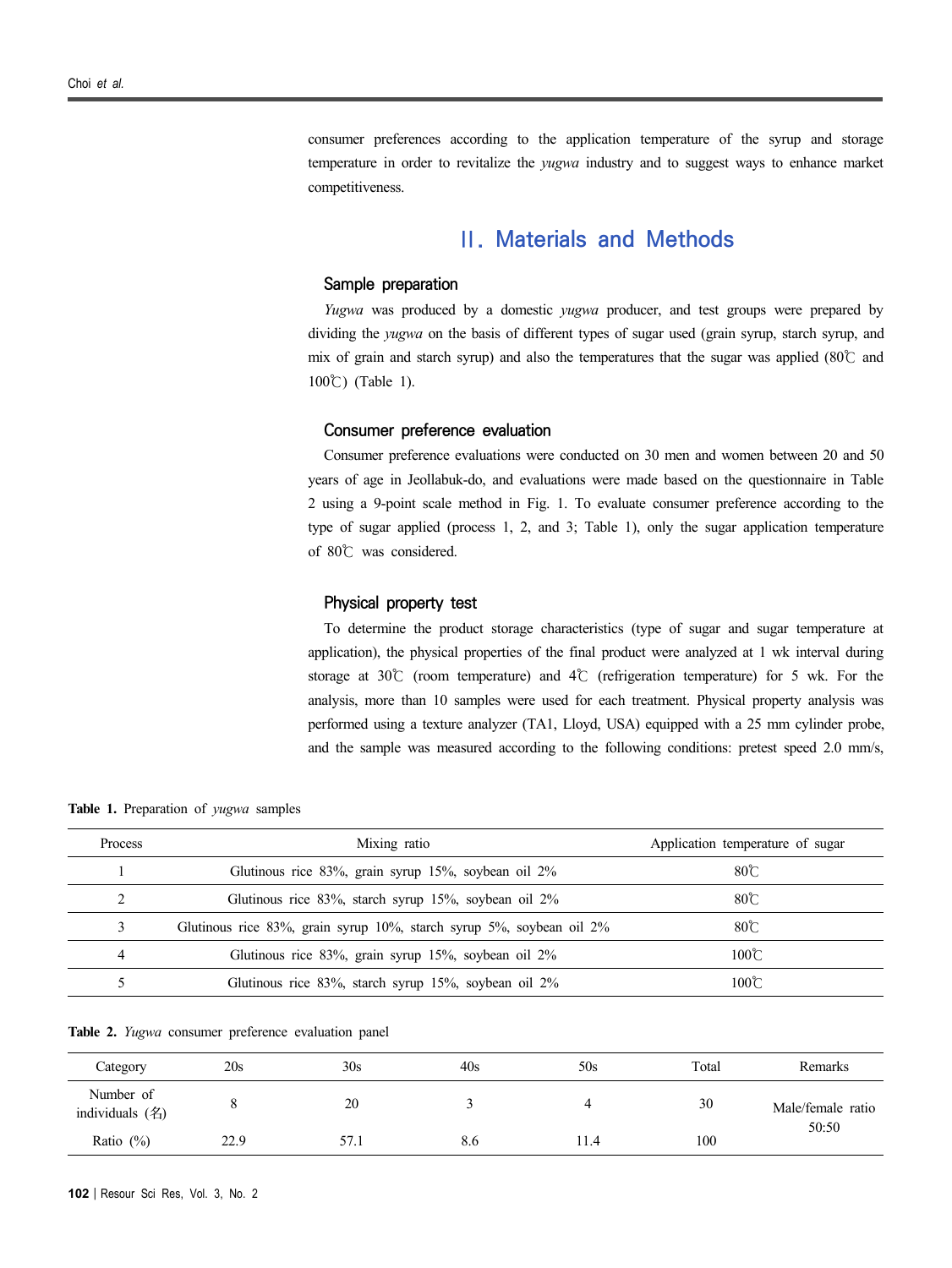consumer preferences according to the application temperature of the syrup and storage temperature in order to revitalize the *yugwa* industry and to suggest ways to enhance market competitiveness.

## Ⅱ. Materials and Methods

### Sample preparation

*Yugwa* was produced by a domestic *yugwa* producer, and test groups were prepared by dividing the *yugwa* on the basis of different types of sugar used (grain syrup, starch syrup, and mix of grain and starch syrup) and also the temperatures that the sugar was applied (80℃ and 100℃) (Table 1).

### Consumer preference evaluation

Consumer preference evaluations were conducted on 30 men and women between 20 and 50 years of age in Jeollabuk-do, and evaluations were made based on the questionnaire in Table 2 using a 9-point scale method in Fig. 1. To evaluate consumer preference according to the type of sugar applied (process 1, 2, and 3; Table 1), only the sugar application temperature of 80℃ was considered.

### Physical property test

To determine the product storage characteristics (type of sugar and sugar temperature at application), the physical properties of the final product were analyzed at 1 wk interval during storage at 30℃ (room temperature) and 4℃ (refrigeration temperature) for 5 wk. For the analysis, more than 10 samples were used for each treatment. Physical property analysis was performed using a texture analyzer (TA1, Lloyd, USA) equipped with a 25 mm cylinder probe, and the sample was measured according to the following conditions: pretest speed 2.0 mm/s,

**Table 1.** Preparation of *yugwa* samples

| Process | Mixing ratio | Application temperature of sugar |
|---|---|---|
| 1 | Glutinous rice 83%, grain syrup 15%, soybean oil 2% | 80℃ |
| 2 | Glutinous rice 83%, starch syrup 15%, soybean oil 2% | 80℃ |
| 3 | Glutinous rice 83%, grain syrup 10%, starch syrup 5%, soybean oil 2% | 80℃ |
| 4 | Glutinous rice 83%, grain syrup 15%, soybean oil 2% | 100℃ |
| 5 | Glutinous rice 83%, starch syrup 15%, soybean oil 2% | 100℃ |

**Table 2.** *Yugwa* consumer preference evaluation panel

| Category | 20s | 30s | 40s | 50s | Total | Remarks |
|---|---|---|---|---|---|---|
| Number of individuals (名) | 8 | 20 | 3 | 4 | 30 | Male/female ratio 50:50 |
| Ratio (%) | 22.9 | 57.1 | 8.6 | 11.4 | 100 | |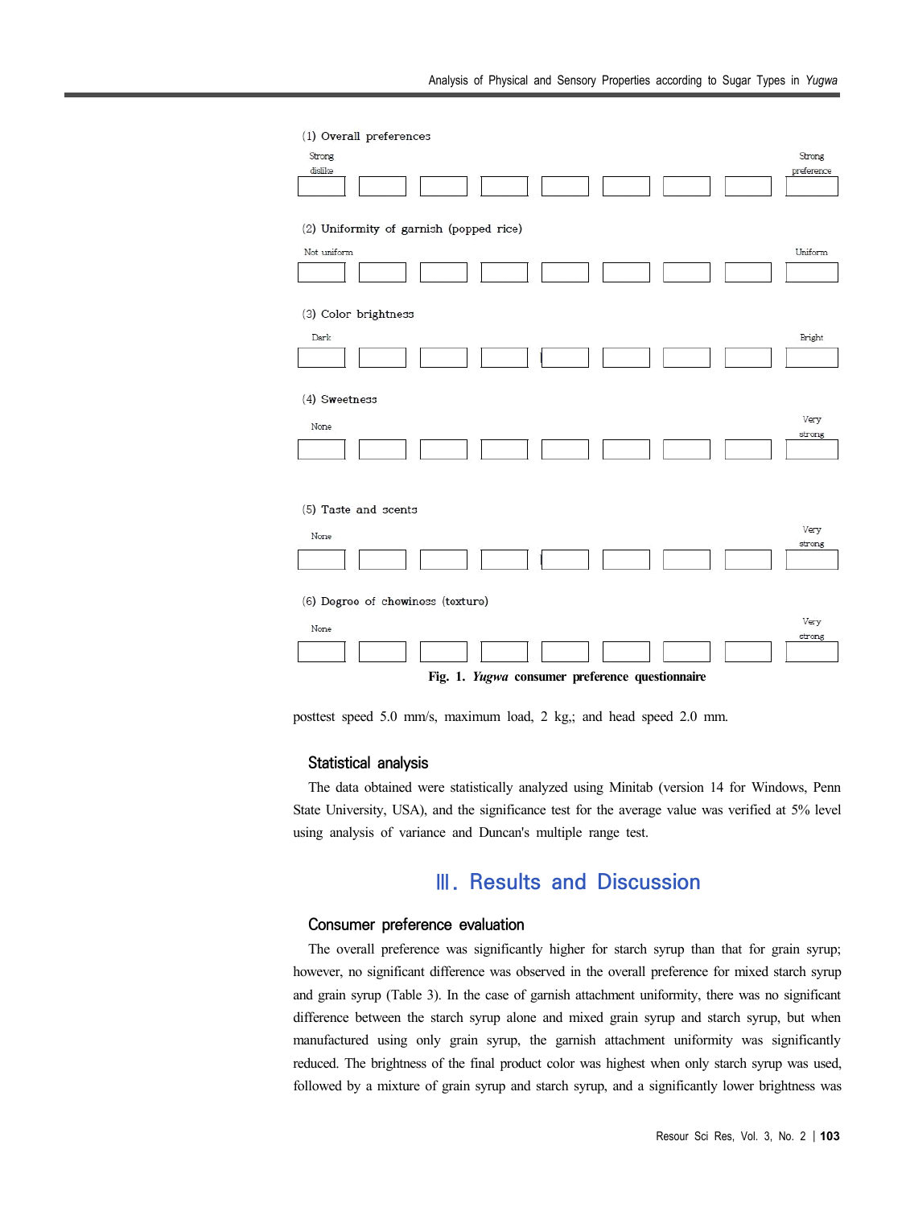(1) Overall preferences

| Strong dislike | | | | | | | | Strong preference |
|---|---|---|---|---|---|---|---|---|
| | | | | | | | | |

(2) Uniformity of garnish (popped rice)

| Not uniform | | | | | | | | Uniform |
|---|---|---|---|---|---|---|---|---|
| | | | | | | | | |

(3) Color brightness

| Dark | | | | | | | | Bright |
|---|---|---|---|---|---|---|---|---|
| | | | | | | | | |

(4) Sweetness

| None | | | | | | | | Very strong |
|---|---|---|---|---|---|---|---|---|
| | | | | | | | | |

(5) Taste and scents

| None | | | | | | | | Very strong |
|---|---|---|---|---|---|---|---|---|
| | | | | | | | | |

(6) Degree of chewiness (texture)

| None | | | | | | | | Very strong |
|---|---|---|---|---|---|---|---|---|
| | | | | | | | | |

**Fig. 1. *Yugwa* consumer preference questionnaire**

posttest speed 5.0 mm/s, maximum load, 2 kg,; and head speed 2.0 mm.

### Statistical analysis

The data obtained were statistically analyzed using Minitab (version 14 for Windows, Penn State University, USA), and the significance test for the average value was verified at 5% level using analysis of variance and Duncan's multiple range test.

## Ⅲ. Results and Discussion

### Consumer preference evaluation

The overall preference was significantly higher for starch syrup than that for grain syrup; however, no significant difference was observed in the overall preference for mixed starch syrup and grain syrup (Table 3). In the case of garnish attachment uniformity, there was no significant difference between the starch syrup alone and mixed grain syrup and starch syrup, but when manufactured using only grain syrup, the garnish attachment uniformity was significantly reduced. The brightness of the final product color was highest when only starch syrup was used, followed by a mixture of grain syrup and starch syrup, and a significantly lower brightness was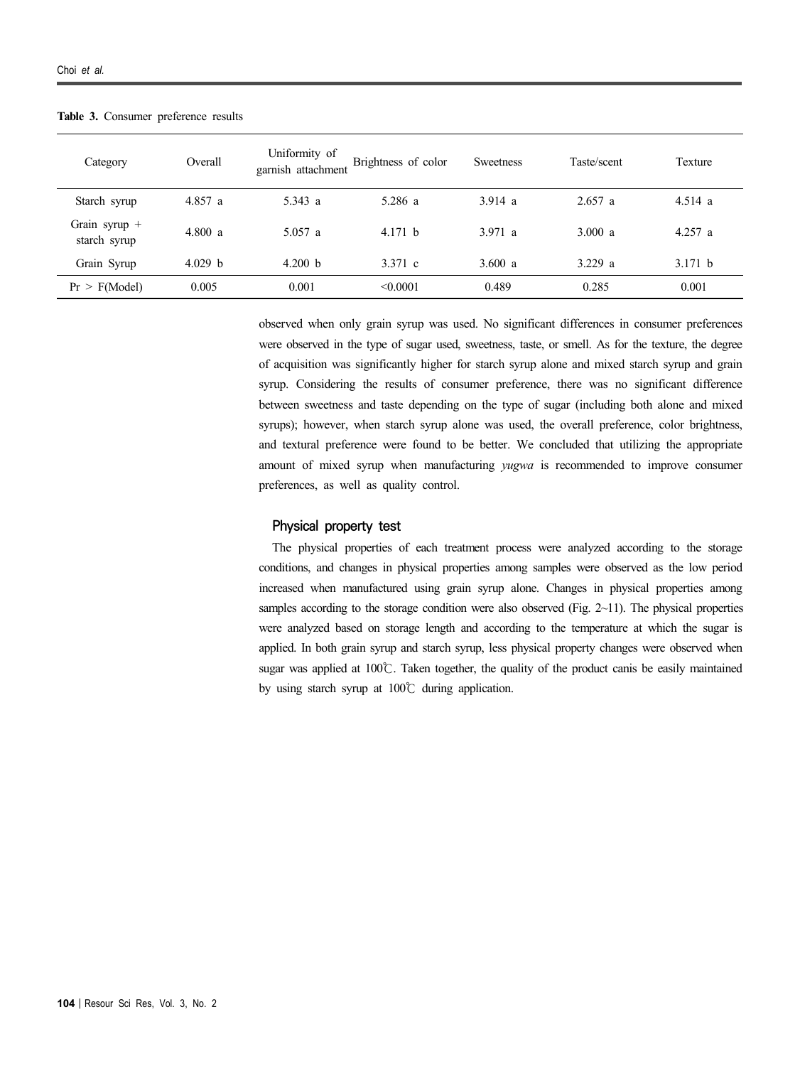**Table 3.** Consumer preference results

| Category | Overall | Uniformity of garnish attachment | Brightness of color | Sweetness | Taste/scent | Texture |
|---|---|---|---|---|---|---|
| Starch syrup | 4.857 a | 5.343 a | 5.286 a | 3.914 a | 2.657 a | 4.514 a |
| Grain syrup + starch syrup | 4.800 a | 5.057 a | 4.171 b | 3.971 a | 3.000 a | 4.257 a |
| Grain Syrup | 4.029 b | 4.200 b | 3.371 c | 3.600 a | 3.229 a | 3.171 b |
| Pr > F(Model) | 0.005 | 0.001 | <0.0001 | 0.489 | 0.285 | 0.001 |

observed when only grain syrup was used. No significant differences in consumer preferences were observed in the type of sugar used, sweetness, taste, or smell. As for the texture, the degree of acquisition was significantly higher for starch syrup alone and mixed starch syrup and grain syrup. Considering the results of consumer preference, there was no significant difference between sweetness and taste depending on the type of sugar (including both alone and mixed syrups); however, when starch syrup alone was used, the overall preference, color brightness, and textural preference were found to be better. We concluded that utilizing the appropriate amount of mixed syrup when manufacturing *yugwa* is recommended to improve consumer preferences, as well as quality control.

### Physical property test

The physical properties of each treatment process were analyzed according to the storage conditions, and changes in physical properties among samples were observed as the low period increased when manufactured using grain syrup alone. Changes in physical properties among samples according to the storage condition were also observed (Fig. 2~11). The physical properties were analyzed based on storage length and according to the temperature at which the sugar is applied. In both grain syrup and starch syrup, less physical property changes were observed when sugar was applied at 100℃. Taken together, the quality of the product canis be easily maintained by using starch syrup at 100℃ during application.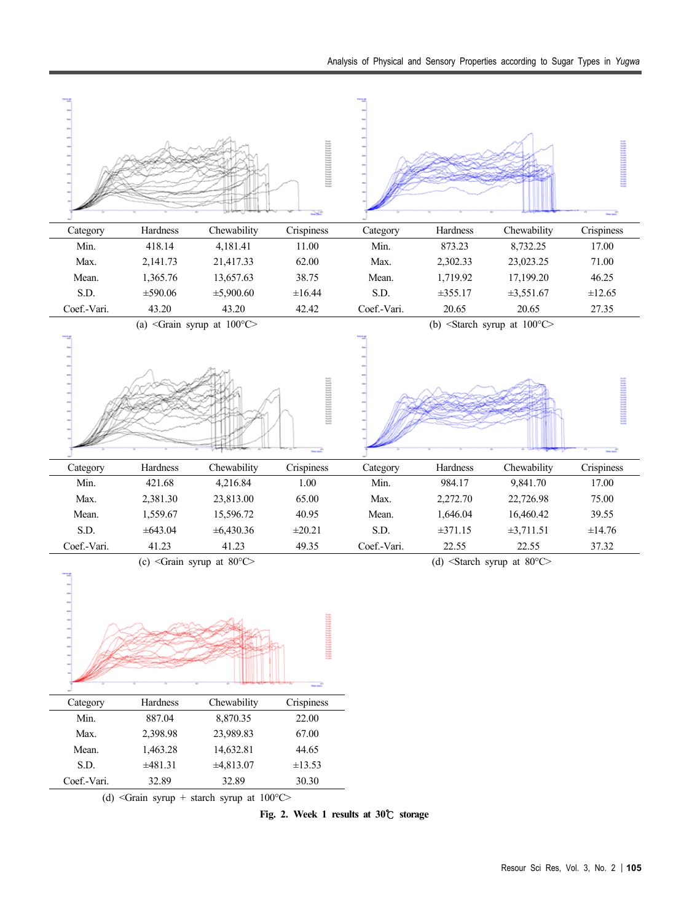| Category | Hardness | Chewability | Crispiness |
|---|---|---|---|
| Min. | 418.14 | 4,181.41 | 11.00 |
| Max. | 2,141.73 | 21,417.33 | 62.00 |
| Mean. | 1,365.76 | 13,657.63 | 38.75 |
| S.D. | ±590.06 | ±5,900.60 | ±16.44 |
| Coef.-Vari. | 43.20 | 43.20 | 42.42 |

(a) <Grain syrup at 100°C>

| Category | Hardness | Chewability | Crispiness |
|---|---|---|---|
| Min. | 873.23 | 8,732.25 | 17.00 |
| Max. | 2,302.33 | 23,023.25 | 71.00 |
| Mean. | 1,719.92 | 17,199.20 | 46.25 |
| S.D. | ±355.17 | ±3,551.67 | ±12.65 |
| Coef.-Vari. | 20.65 | 20.65 | 27.35 |

(b) <Starch syrup at 100°C>

| Category | Hardness | Chewability | Crispiness |
|---|---|---|---|
| Min. | 421.68 | 4,216.84 | 1.00 |
| Max. | 2,381.30 | 23,813.00 | 65.00 |
| Mean. | 1,559.67 | 15,596.72 | 40.95 |
| S.D. | ±643.04 | ±6,430.36 | ±20.21 |
| Coef.-Vari. | 41.23 | 41.23 | 49.35 |

(c) <Grain syrup at 80°C>

| Category | Hardness | Chewability | Crispiness |
|---|---|---|---|
| Min. | 984.17 | 9,841.70 | 17.00 |
| Max. | 2,272.70 | 22,726.98 | 75.00 |
| Mean. | 1,646.04 | 16,460.42 | 39.55 |
| S.D. | ±371.15 | ±3,711.51 | ±14.76 |
| Coef.-Vari. | 22.55 | 22.55 | 37.32 |

(d) <Starch syrup at 80°C>

| Category | Hardness | Chewability | Crispiness |
|---|---|---|---|
| Min. | 887.04 | 8,870.35 | 22.00 |
| Max. | 2,398.98 | 23,989.83 | 67.00 |
| Mean. | 1,463.28 | 14,632.81 | 44.65 |
| S.D. | ±481.31 | ±4,813.07 | ±13.53 |
| Coef.-Vari. | 32.89 | 32.89 | 30.30 |

(d) <Grain syrup + starch syrup at 100°C>

**Fig. 2. Week 1 results at 30℃ storage**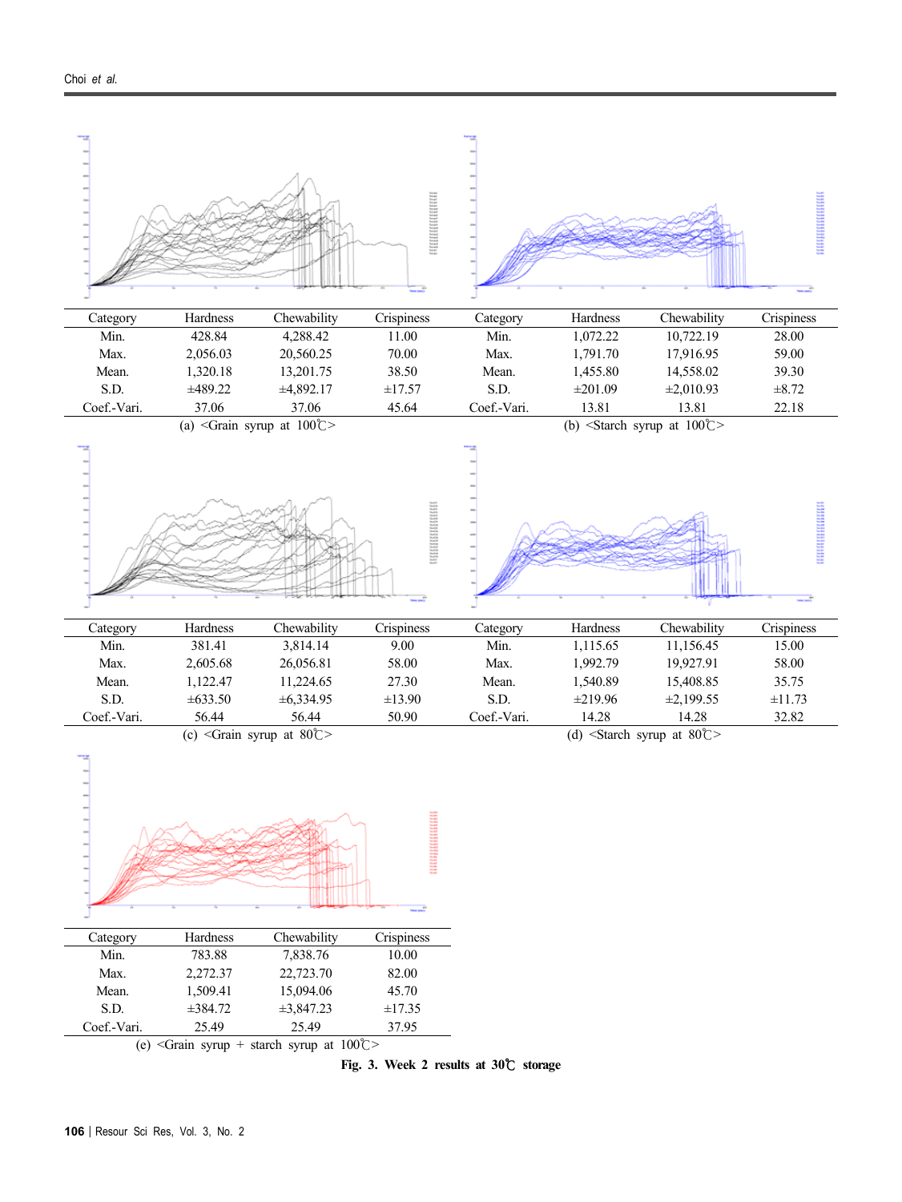| Category | Hardness | Chewability | Crispiness |
|---|---|---|---|
| Min. | 428.84 | 4,288.42 | 11.00 |
| Max. | 2,056.03 | 20,560.25 | 70.00 |
| Mean. | 1,320.18 | 13,201.75 | 38.50 |
| S.D. | ±489.22 | ±4,892.17 | ±17.57 |
| Coef.-Vari. | 37.06 | 37.06 | 45.64 |

(a) <Grain syrup at 100℃>

| Category | Hardness | Chewability | Crispiness |
|---|---|---|---|
| Min. | 1,072.22 | 10,722.19 | 28.00 |
| Max. | 1,791.70 | 17,916.95 | 59.00 |
| Mean. | 1,455.80 | 14,558.02 | 39.30 |
| S.D. | ±201.09 | ±2,010.93 | ±8.72 |
| Coef.-Vari. | 13.81 | 13.81 | 22.18 |

(b) <Starch syrup at 100℃>

| Category | Hardness | Chewability | Crispiness |
|---|---|---|---|
| Min. | 381.41 | 3,814.14 | 9.00 |
| Max. | 2,605.68 | 26,056.81 | 58.00 |
| Mean. | 1,122.47 | 11,224.65 | 27.30 |
| S.D. | ±633.50 | ±6,334.95 | ±13.90 |
| Coef.-Vari. | 56.44 | 56.44 | 50.90 |

(c) <Grain syrup at 80℃>

| Category | Hardness | Chewability | Crispiness |
|---|---|---|---|
| Min. | 1,115.65 | 11,156.45 | 15.00 |
| Max. | 1,992.79 | 19,927.91 | 58.00 |
| Mean. | 1,540.89 | 15,408.85 | 35.75 |
| S.D. | ±219.96 | ±2,199.55 | ±11.73 |
| Coef.-Vari. | 14.28 | 14.28 | 32.82 |

(d) <Starch syrup at 80℃>

| Category | Hardness | Chewability | Crispiness |
|---|---|---|---|
| Min. | 783.88 | 7,838.76 | 10.00 |
| Max. | 2,272.37 | 22,723.70 | 82.00 |
| Mean. | 1,509.41 | 15,094.06 | 45.70 |
| S.D. | ±384.72 | ±3,847.23 | ±17.35 |
| Coef.-Vari. | 25.49 | 25.49 | 37.95 |

(e) <Grain syrup + starch syrup at 100℃>

**Fig. 3. Week 2 results at 30℃ storage**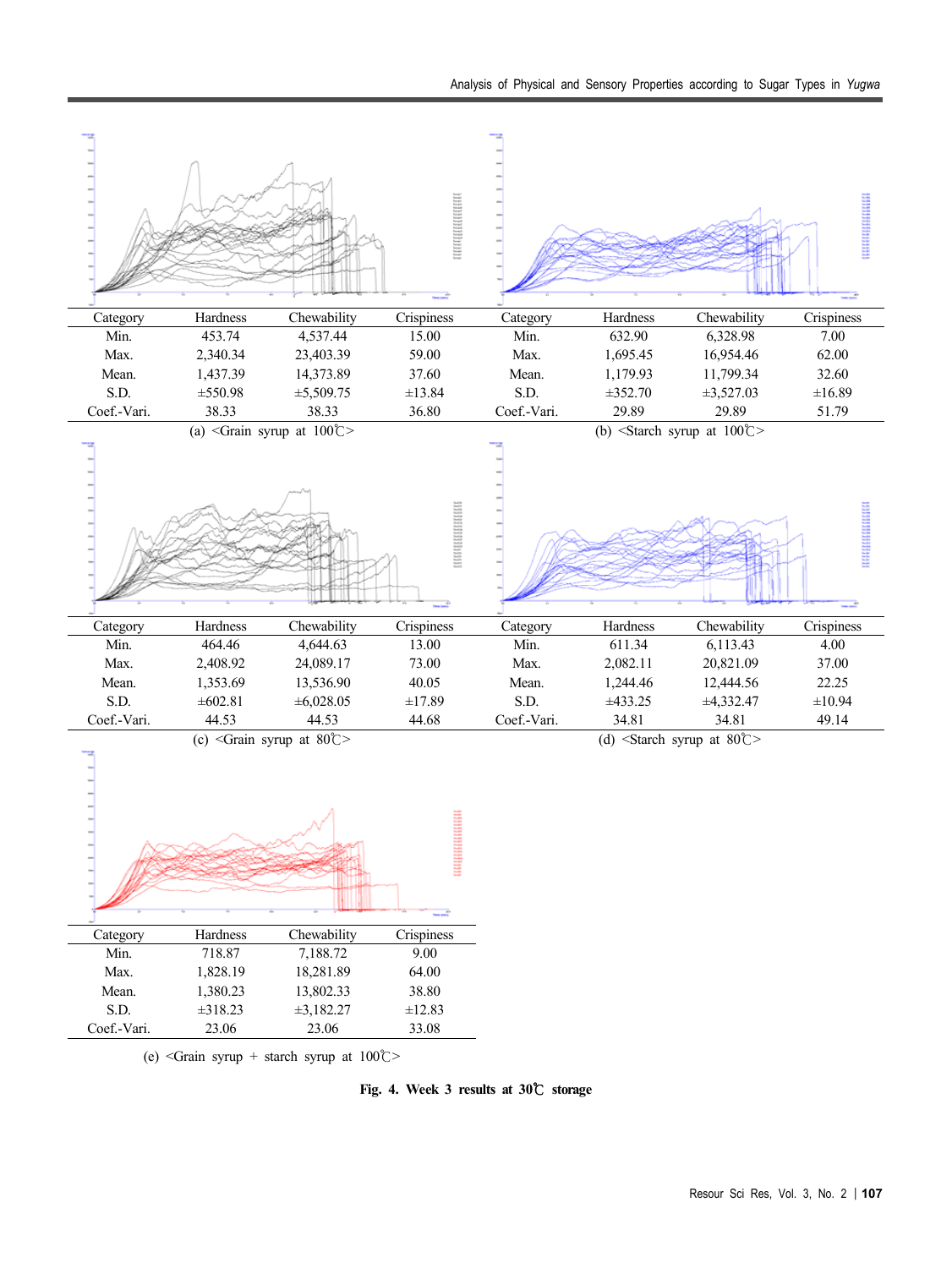| Category | Hardness | Chewability | Crispiness |
|---|---|---|---|
| Min. | 453.74 | 4,537.44 | 15.00 |
| Max. | 2,340.34 | 23,403.39 | 59.00 |
| Mean. | 1,437.39 | 14,373.89 | 37.60 |
| S.D. | ±550.98 | ±5,509.75 | ±13.84 |
| Coef.-Vari. | 38.33 | 38.33 | 36.80 |

(a) <Grain syrup at 100℃>

| Category | Hardness | Chewability | Crispiness |
|---|---|---|---|
| Min. | 632.90 | 6,328.98 | 7.00 |
| Max. | 1,695.45 | 16,954.46 | 62.00 |
| Mean. | 1,179.93 | 11,799.34 | 32.60 |
| S.D. | ±352.70 | ±3,527.03 | ±16.89 |
| Coef.-Vari. | 29.89 | 29.89 | 51.79 |

(b) <Starch syrup at 100℃>

| Category | Hardness | Chewability | Crispiness |
|---|---|---|---|
| Min. | 464.46 | 4,644.63 | 13.00 |
| Max. | 2,408.92 | 24,089.17 | 73.00 |
| Mean. | 1,353.69 | 13,536.90 | 40.05 |
| S.D. | ±602.81 | ±6,028.05 | ±17.89 |
| Coef.-Vari. | 44.53 | 44.53 | 44.68 |

(c) <Grain syrup at 80℃>

| Category | Hardness | Chewability | Crispiness |
|---|---|---|---|
| Min. | 611.34 | 6,113.43 | 4.00 |
| Max. | 2,082.11 | 20,821.09 | 37.00 |
| Mean. | 1,244.46 | 12,444.56 | 22.25 |
| S.D. | ±433.25 | ±4,332.47 | ±10.94 |
| Coef.-Vari. | 34.81 | 34.81 | 49.14 |

(d) <Starch syrup at 80℃>

| Category | Hardness | Chewability | Crispiness |
|---|---|---|---|
| Min. | 718.87 | 7,188.72 | 9.00 |
| Max. | 1,828.19 | 18,281.89 | 64.00 |
| Mean. | 1,380.23 | 13,802.33 | 38.80 |
| S.D. | ±318.23 | ±3,182.27 | ±12.83 |
| Coef.-Vari. | 23.06 | 23.06 | 33.08 |

(e) <Grain syrup + starch syrup at 100℃>

**Fig. 4. Week 3 results at 30℃ storage**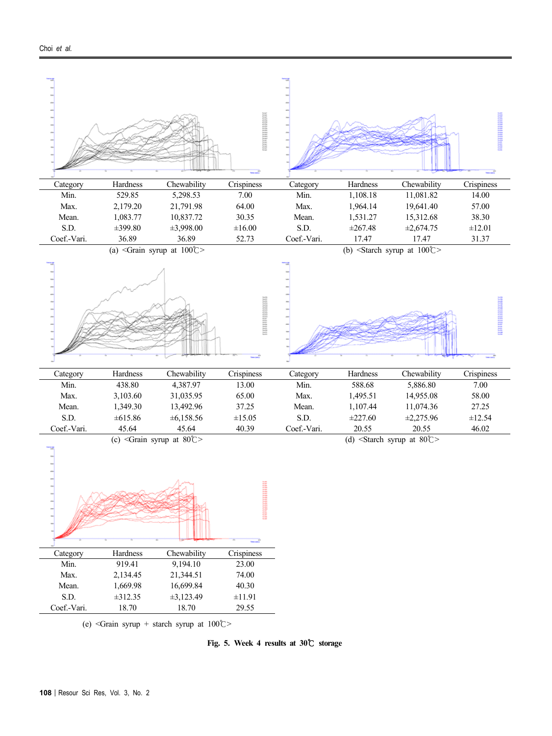| Category | Hardness | Chewability | Crispiness |
|---|---|---|---|
| Min. | 529.85 | 5,298.53 | 7.00 |
| Max. | 2,179.20 | 21,791.98 | 64.00 |
| Mean. | 1,083.77 | 10,837.72 | 30.35 |
| S.D. | ±399.80 | ±3,998.00 | ±16.00 |
| Coef.-Vari. | 36.89 | 36.89 | 52.73 |

(a) <Grain syrup at 100℃>

| Category | Hardness | Chewability | Crispiness |
|---|---|---|---|
| Min. | 1,108.18 | 11,081.82 | 14.00 |
| Max. | 1,964.14 | 19,641.40 | 57.00 |
| Mean. | 1,531.27 | 15,312.68 | 38.30 |
| S.D. | ±267.48 | ±2,674.75 | ±12.01 |
| Coef.-Vari. | 17.47 | 17.47 | 31.37 |

(b) <Starch syrup at 100℃>

| Category | Hardness | Chewability | Crispiness |
|---|---|---|---|
| Min. | 438.80 | 4,387.97 | 13.00 |
| Max. | 3,103.60 | 31,035.95 | 65.00 |
| Mean. | 1,349.30 | 13,492.96 | 37.25 |
| S.D. | ±615.86 | ±6,158.56 | ±15.05 |
| Coef.-Vari. | 45.64 | 45.64 | 40.39 |

(c) <Grain syrup at 80℃>

| Category | Hardness | Chewability | Crispiness |
|---|---|---|---|
| Min. | 588.68 | 5,886.80 | 7.00 |
| Max. | 1,495.51 | 14,955.08 | 58.00 |
| Mean. | 1,107.44 | 11,074.36 | 27.25 |
| S.D. | ±227.60 | ±2,275.96 | ±12.54 |
| Coef.-Vari. | 20.55 | 20.55 | 46.02 |

(d) <Starch syrup at 80℃>

| Category | Hardness | Chewability | Crispiness |
|---|---|---|---|
| Min. | 919.41 | 9,194.10 | 23.00 |
| Max. | 2,134.45 | 21,344.51 | 74.00 |
| Mean. | 1,669.98 | 16,699.84 | 40.30 |
| S.D. | ±312.35 | ±3,123.49 | ±11.91 |
| Coef.-Vari. | 18.70 | 18.70 | 29.55 |

(e) <Grain syrup + starch syrup at 100℃>

**Fig. 5. Week 4 results at 30℃ storage**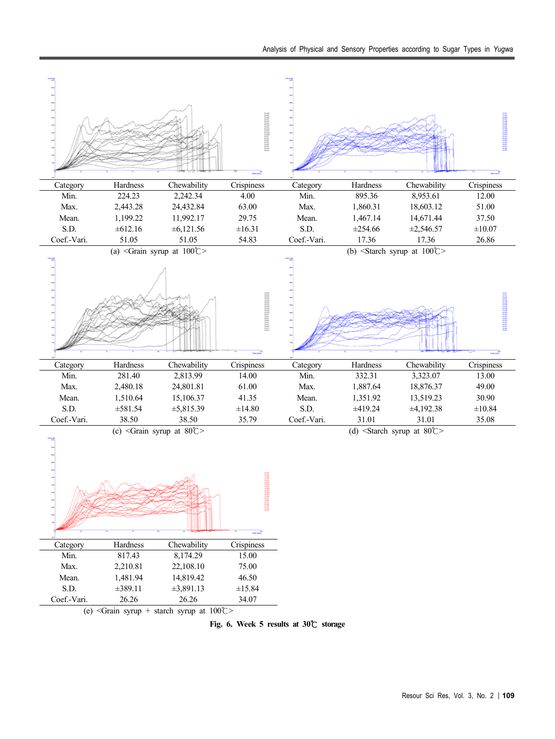| Category | Hardness | Chewability | Crispiness |
|---|---|---|---|
| Min. | 224.23 | 2,242.34 | 4.00 |
| Max. | 2,443.28 | 24,432.84 | 63.00 |
| Mean. | 1,199.22 | 11,992.17 | 29.75 |
| S.D. | ±612.16 | ±6,121.56 | ±16.31 |
| Coef.-Vari. | 51.05 | 51.05 | 54.83 |

(a) <Grain syrup at 100℃>

| Category | Hardness | Chewability | Crispiness |
|---|---|---|---|
| Min. | 895.36 | 8,953.61 | 12.00 |
| Max. | 1,860.31 | 18,603.12 | 51.00 |
| Mean. | 1,467.14 | 14,671.44 | 37.50 |
| S.D. | ±254.66 | ±2,546.57 | ±10.07 |
| Coef.-Vari. | 17.36 | 17.36 | 26.86 |

(b) <Starch syrup at 100℃>

| Category | Hardness | Chewability | Crispiness |
|---|---|---|---|
| Min. | 281.40 | 2,813.99 | 14.00 |
| Max. | 2,480.18 | 24,801.81 | 61.00 |
| Mean. | 1,510.64 | 15,106.37 | 41.35 |
| S.D. | ±581.54 | ±5,815.39 | ±14.80 |
| Coef.-Vari. | 38.50 | 38.50 | 35.79 |

(c) <Grain syrup at 80℃>

| Category | Hardness | Chewability | Crispiness |
|---|---|---|---|
| Min. | 332.31 | 3,323.07 | 13.00 |
| Max. | 1,887.64 | 18,876.37 | 49.00 |
| Mean. | 1,351.92 | 13,519.23 | 30.90 |
| S.D. | ±419.24 | ±4,192.38 | ±10.84 |
| Coef.-Vari. | 31.01 | 31.01 | 35.08 |

(d) <Starch syrup at 80℃>

| Category | Hardness | Chewability | Crispiness |
|---|---|---|---|
| Min. | 817.43 | 8,174.29 | 15.00 |
| Max. | 2,210.81 | 22,108.10 | 75.00 |
| Mean. | 1,481.94 | 14,819.42 | 46.50 |
| S.D. | ±389.11 | ±3,891.13 | ±15.84 |
| Coef.-Vari. | 26.26 | 26.26 | 34.07 |

(e) <Grain syrup + starch syrup at 100℃>

**Fig. 6. Week 5 results at 30℃ storage**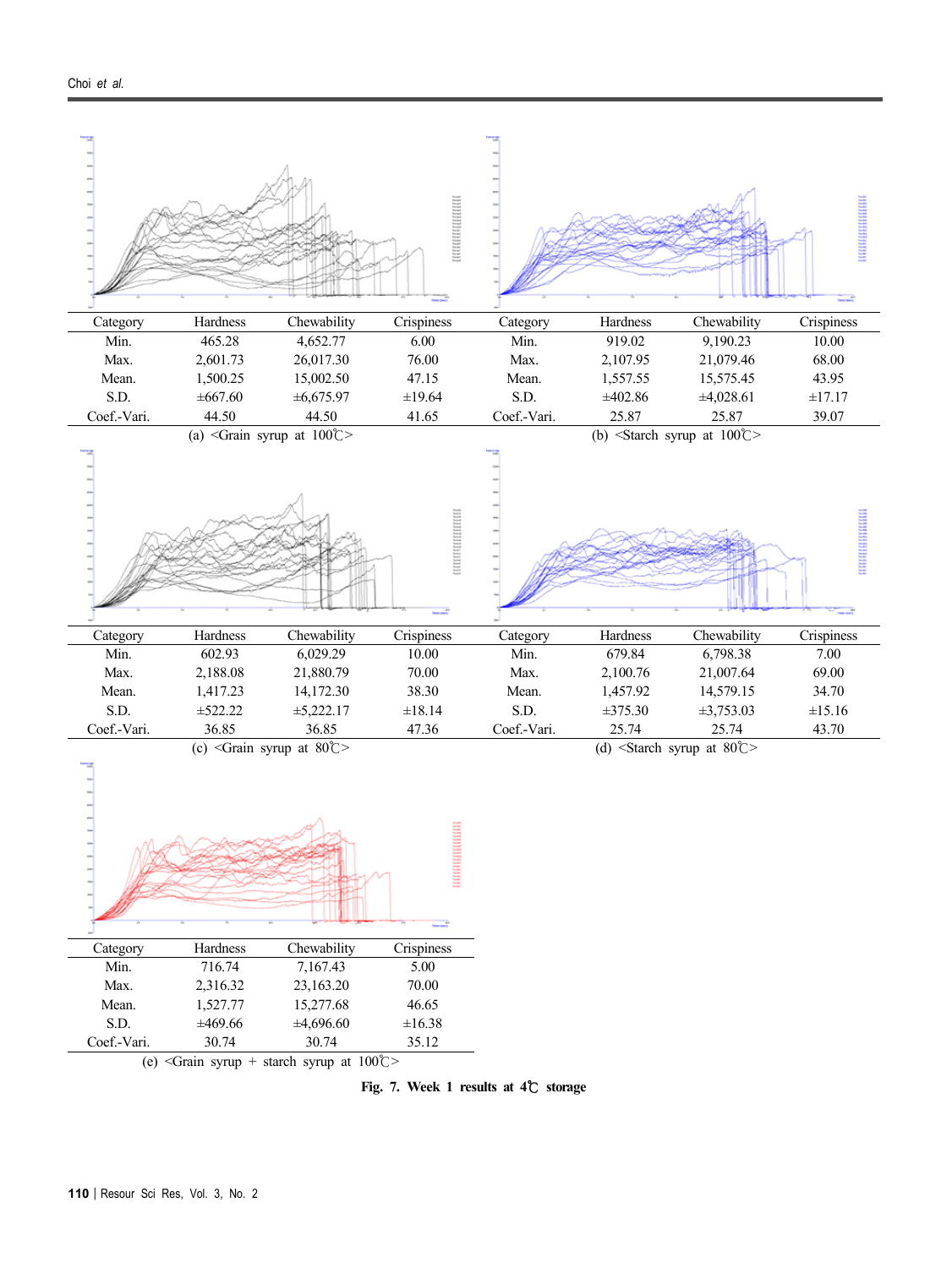| Category | Hardness | Chewability | Crispiness |
|---|---|---|---|
| Min. | 465.28 | 4,652.77 | 6.00 |
| Max. | 2,601.73 | 26,017.30 | 76.00 |
| Mean. | 1,500.25 | 15,002.50 | 47.15 |
| S.D. | ±667.60 | ±6,675.97 | ±19.64 |
| Coef.-Vari. | 44.50 | 44.50 | 41.65 |

(a) <Grain syrup at 100℃>

| Category | Hardness | Chewability | Crispiness |
|---|---|---|---|
| Min. | 919.02 | 9,190.23 | 10.00 |
| Max. | 2,107.95 | 21,079.46 | 68.00 |
| Mean. | 1,557.55 | 15,575.45 | 43.95 |
| S.D. | ±402.86 | ±4,028.61 | ±17.17 |
| Coef.-Vari. | 25.87 | 25.87 | 39.07 |

(b) <Starch syrup at 100℃>

| Category | Hardness | Chewability | Crispiness |
|---|---|---|---|
| Min. | 602.93 | 6,029.29 | 10.00 |
| Max. | 2,188.08 | 21,880.79 | 70.00 |
| Mean. | 1,417.23 | 14,172.30 | 38.30 |
| S.D. | ±522.22 | ±5,222.17 | ±18.14 |
| Coef.-Vari. | 36.85 | 36.85 | 47.36 |

(c) <Grain syrup at 80℃>

| Category | Hardness | Chewability | Crispiness |
|---|---|---|---|
| Min. | 679.84 | 6,798.38 | 7.00 |
| Max. | 2,100.76 | 21,007.64 | 69.00 |
| Mean. | 1,457.92 | 14,579.15 | 34.70 |
| S.D. | ±375.30 | ±3,753.03 | ±15.16 |
| Coef.-Vari. | 25.74 | 25.74 | 43.70 |

(d) <Starch syrup at 80℃>

| Category | Hardness | Chewability | Crispiness |
|---|---|---|---|
| Min. | 716.74 | 7,167.43 | 5.00 |
| Max. | 2,316.32 | 23,163.20 | 70.00 |
| Mean. | 1,527.77 | 15,277.68 | 46.65 |
| S.D. | ±469.66 | ±4,696.60 | ±16.38 |
| Coef.-Vari. | 30.74 | 30.74 | 35.12 |

(e) <Grain syrup + starch syrup at 100℃>

**Fig. 7. Week 1 results at 4℃ storage**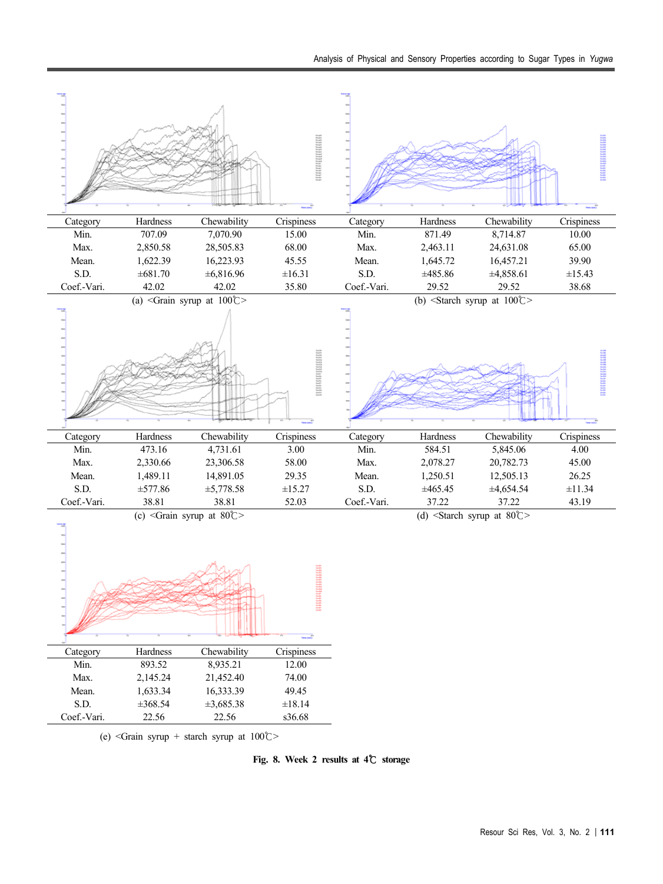| Category | Hardness | Chewability | Crispiness |
|---|---|---|---|
| Min. | 707.09 | 7,070.90 | 15.00 |
| Max. | 2,850.58 | 28,505.83 | 68.00 |
| Mean. | 1,622.39 | 16,223.93 | 45.55 |
| S.D. | ±681.70 | ±6,816.96 | ±16.31 |
| Coef.-Vari. | 42.02 | 42.02 | 35.80 |

(a) <Grain syrup at 100℃>

| Category | Hardness | Chewability | Crispiness |
|---|---|---|---|
| Min. | 871.49 | 8,714.87 | 10.00 |
| Max. | 2,463.11 | 24,631.08 | 65.00 |
| Mean. | 1,645.72 | 16,457.21 | 39.90 |
| S.D. | ±485.86 | ±4,858.61 | ±15.43 |
| Coef.-Vari. | 29.52 | 29.52 | 38.68 |

(b) <Starch syrup at 100℃>

| Category | Hardness | Chewability | Crispiness |
|---|---|---|---|
| Min. | 473.16 | 4,731.61 | 3.00 |
| Max. | 2,330.66 | 23,306.58 | 58.00 |
| Mean. | 1,489.11 | 14,891.05 | 29.35 |
| S.D. | ±577.86 | ±5,778.58 | ±15.27 |
| Coef.-Vari. | 38.81 | 38.81 | 52.03 |

(c) <Grain syrup at 80℃>

| Category | Hardness | Chewability | Crispiness |
|---|---|---|---|
| Min. | 584.51 | 5,845.06 | 4.00 |
| Max. | 2,078.27 | 20,782.73 | 45.00 |
| Mean. | 1,250.51 | 12,505.13 | 26.25 |
| S.D. | ±465.45 | ±4,654.54 | ±11.34 |
| Coef.-Vari. | 37.22 | 37.22 | 43.19 |

(d) <Starch syrup at 80℃>

| Category | Hardness | Chewability | Crispiness |
|---|---|---|---|
| Min. | 893.52 | 8,935.21 | 12.00 |
| Max. | 2,145.24 | 21,452.40 | 74.00 |
| Mean. | 1,633.34 | 16,333.39 | 49.45 |
| S.D. | ±368.54 | ±3,685.38 | ±18.14 |
| Coef.-Vari. | 22.56 | 22.56 | s36.68 |

(e) <Grain syrup + starch syrup at 100℃>

**Fig. 8. Week 2 results at 4℃ storage**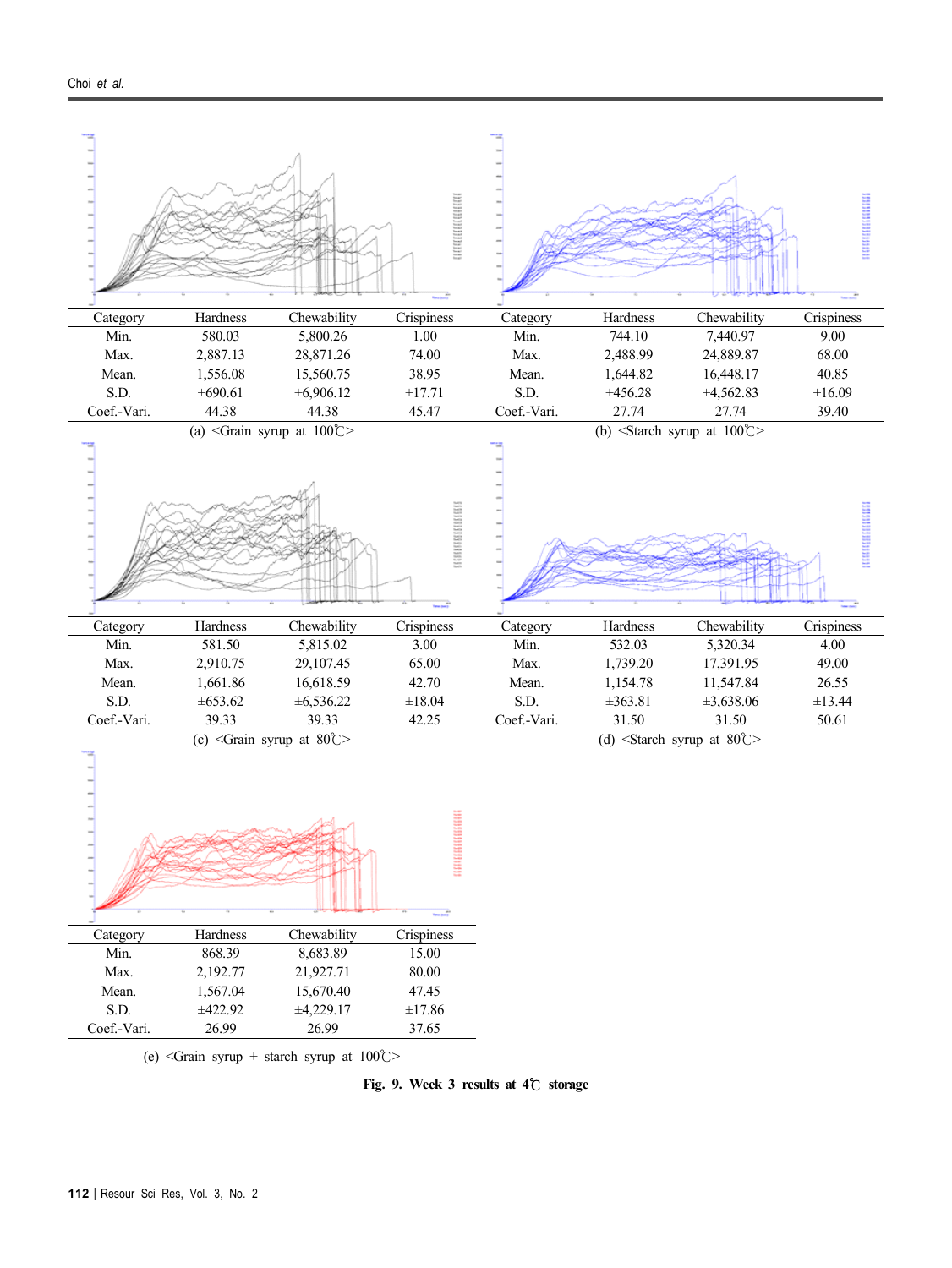| Category | Hardness | Chewability | Crispiness |
| --- | --- | --- | --- |
| Min. | 580.03 | 5,800.26 | 1.00 |
| Max. | 2,887.13 | 28,871.26 | 74.00 |
| Mean. | 1,556.08 | 15,560.75 | 38.95 |
| S.D. | ±690.61 | ±6,906.12 | ±17.71 |
| Coef.-Vari. | 44.38 | 44.38 | 45.47 |

(a) <Grain syrup at 100℃>

| Category | Hardness | Chewability | Crispiness |
| --- | --- | --- | --- |
| Min. | 744.10 | 7,440.97 | 9.00 |
| Max. | 2,488.99 | 24,889.87 | 68.00 |
| Mean. | 1,644.82 | 16,448.17 | 40.85 |
| S.D. | ±456.28 | ±4,562.83 | ±16.09 |
| Coef.-Vari. | 27.74 | 27.74 | 39.40 |

(b) <Starch syrup at 100℃>

| Category | Hardness | Chewability | Crispiness |
| --- | --- | --- | --- |
| Min. | 581.50 | 5,815.02 | 3.00 |
| Max. | 2,910.75 | 29,107.45 | 65.00 |
| Mean. | 1,661.86 | 16,618.59 | 42.70 |
| S.D. | ±653.62 | ±6,536.22 | ±18.04 |
| Coef.-Vari. | 39.33 | 39.33 | 42.25 |

(c) <Grain syrup at 80℃>

| Category | Hardness | Chewability | Crispiness |
| --- | --- | --- | --- |
| Min. | 532.03 | 5,320.34 | 4.00 |
| Max. | 1,739.20 | 17,391.95 | 49.00 |
| Mean. | 1,154.78 | 11,547.84 | 26.55 |
| S.D. | ±363.81 | ±3,638.06 | ±13.44 |
| Coef.-Vari. | 31.50 | 31.50 | 50.61 |

(d) <Starch syrup at 80℃>

| Category | Hardness | Chewability | Crispiness |
| --- | --- | --- | --- |
| Min. | 868.39 | 8,683.89 | 15.00 |
| Max. | 2,192.77 | 21,927.71 | 80.00 |
| Mean. | 1,567.04 | 15,670.40 | 47.45 |
| S.D. | ±422.92 | ±4,229.17 | ±17.86 |
| Coef.-Vari. | 26.99 | 26.99 | 37.65 |

(e) <Grain syrup + starch syrup at 100℃>

**Fig. 9. Week 3 results at 4℃ storage**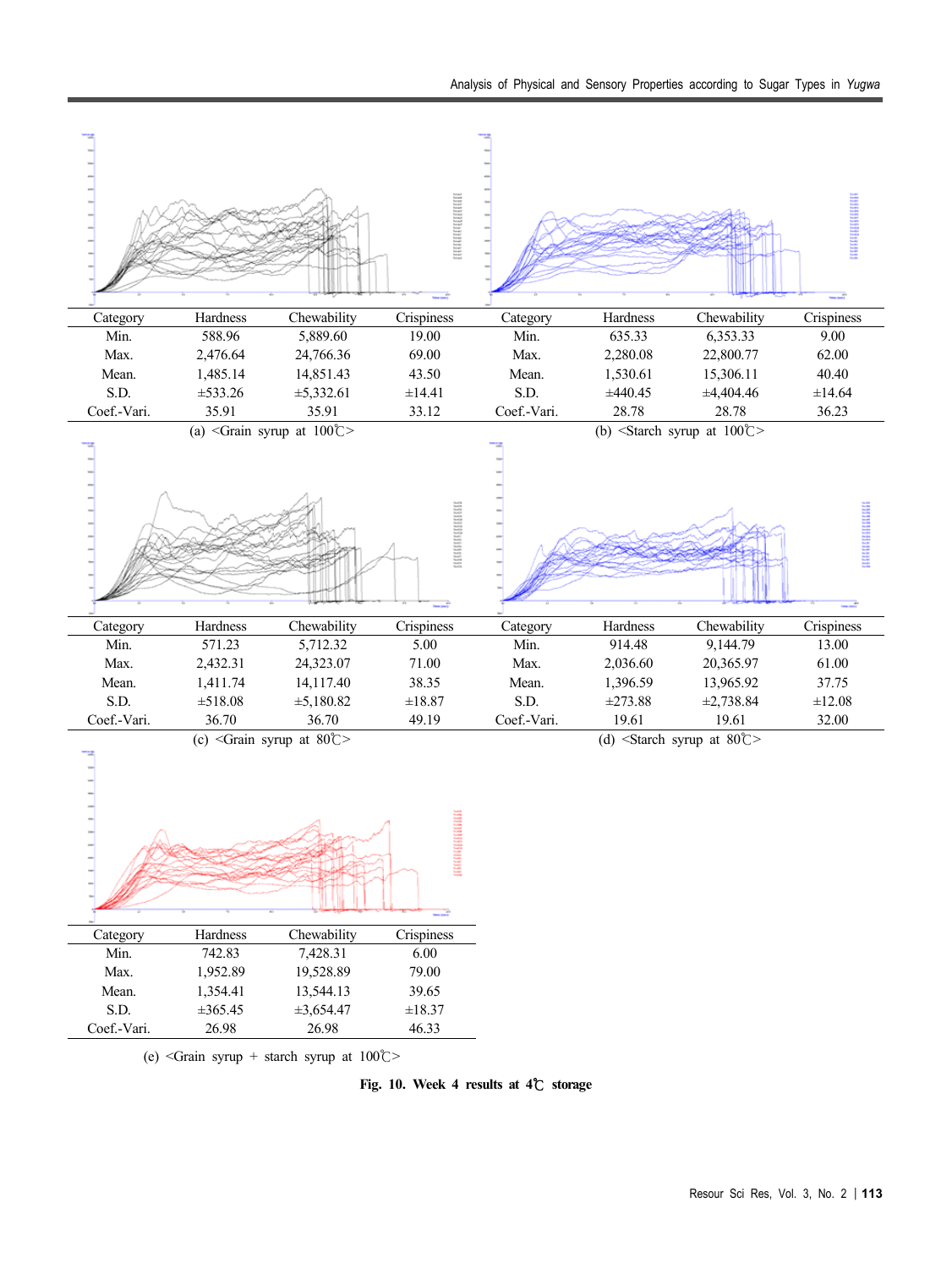| Category | Hardness | Chewability | Crispiness |
|---|---|---|---|
| Min. | 588.96 | 5,889.60 | 19.00 |
| Max. | 2,476.64 | 24,766.36 | 69.00 |
| Mean. | 1,485.14 | 14,851.43 | 43.50 |
| S.D. | ±533.26 | ±5,332.61 | ±14.41 |
| Coef.-Vari. | 35.91 | 35.91 | 33.12 |

(a) <Grain syrup at 100℃>

| Category | Hardness | Chewability | Crispiness |
|---|---|---|---|
| Min. | 635.33 | 6,353.33 | 9.00 |
| Max. | 2,280.08 | 22,800.77 | 62.00 |
| Mean. | 1,530.61 | 15,306.11 | 40.40 |
| S.D. | ±440.45 | ±4,404.46 | ±14.64 |
| Coef.-Vari. | 28.78 | 28.78 | 36.23 |

(b) <Starch syrup at 100℃>

| Category | Hardness | Chewability | Crispiness |
|---|---|---|---|
| Min. | 571.23 | 5,712.32 | 5.00 |
| Max. | 2,432.31 | 24,323.07 | 71.00 |
| Mean. | 1,411.74 | 14,117.40 | 38.35 |
| S.D. | ±518.08 | ±5,180.82 | ±18.87 |
| Coef.-Vari. | 36.70 | 36.70 | 49.19 |

(c) <Grain syrup at 80℃>

| Category | Hardness | Chewability | Crispiness |
|---|---|---|---|
| Min. | 914.48 | 9,144.79 | 13.00 |
| Max. | 2,036.60 | 20,365.97 | 61.00 |
| Mean. | 1,396.59 | 13,965.92 | 37.75 |
| S.D. | ±273.88 | ±2,738.84 | ±12.08 |
| Coef.-Vari. | 19.61 | 19.61 | 32.00 |

(d) <Starch syrup at 80℃>

| Category | Hardness | Chewability | Crispiness |
|---|---|---|---|
| Min. | 742.83 | 7,428.31 | 6.00 |
| Max. | 1,952.89 | 19,528.89 | 79.00 |
| Mean. | 1,354.41 | 13,544.13 | 39.65 |
| S.D. | ±365.45 | ±3,654.47 | ±18.37 |
| Coef.-Vari. | 26.98 | 26.98 | 46.33 |

(e) <Grain syrup + starch syrup at 100℃>

**Fig. 10. Week 4 results at 4℃ storage**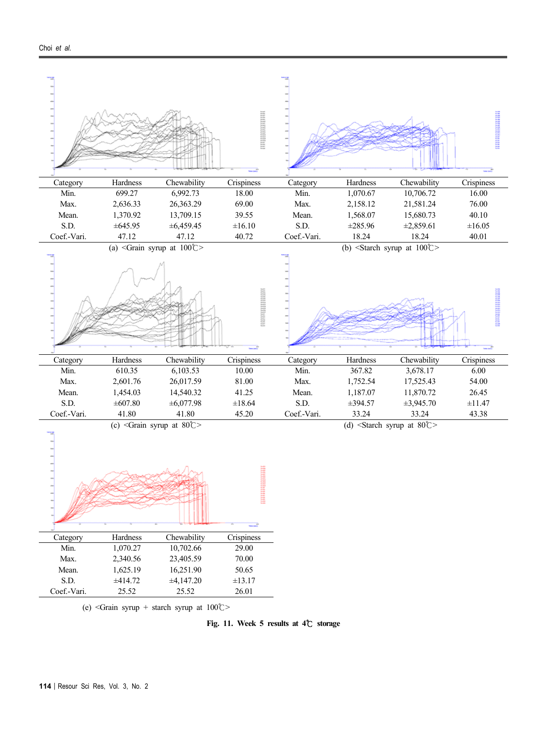| Category | Hardness | Chewability | Crispiness |
|---|---|---|---|
| Min. | 699.27 | 6,992.73 | 18.00 |
| Max. | 2,636.33 | 26,363.29 | 69.00 |
| Mean. | 1,370.92 | 13,709.15 | 39.55 |
| S.D. | ±645.95 | ±6,459.45 | ±16.10 |
| Coef.-Vari. | 47.12 | 47.12 | 40.72 |

(a) <Grain syrup at 100℃>

| Category | Hardness | Chewability | Crispiness |
|---|---|---|---|
| Min. | 1,070.67 | 10,706.72 | 16.00 |
| Max. | 2,158.12 | 21,581.24 | 76.00 |
| Mean. | 1,568.07 | 15,680.73 | 40.10 |
| S.D. | ±285.96 | ±2,859.61 | ±16.05 |
| Coef.-Vari. | 18.24 | 18.24 | 40.01 |

(b) <Starch syrup at 100℃>

| Category | Hardness | Chewability | Crispiness |
|---|---|---|---|
| Min. | 610.35 | 6,103.53 | 10.00 |
| Max. | 2,601.76 | 26,017.59 | 81.00 |
| Mean. | 1,454.03 | 14,540.32 | 41.25 |
| S.D. | ±607.80 | ±6,077.98 | ±18.64 |
| Coef.-Vari. | 41.80 | 41.80 | 45.20 |

(c) <Grain syrup at 80℃>

| Category | Hardness | Chewability | Crispiness |
|---|---|---|---|
| Min. | 367.82 | 3,678.17 | 6.00 |
| Max. | 1,752.54 | 17,525.43 | 54.00 |
| Mean. | 1,187.07 | 11,870.72 | 26.45 |
| S.D. | ±394.57 | ±3,945.70 | ±11.47 |
| Coef.-Vari. | 33.24 | 33.24 | 43.38 |

(d) <Starch syrup at 80℃>

| Category | Hardness | Chewability | Crispiness |
|---|---|---|---|
| Min. | 1,070.27 | 10,702.66 | 29.00 |
| Max. | 2,340.56 | 23,405.59 | 70.00 |
| Mean. | 1,625.19 | 16,251.90 | 50.65 |
| S.D. | ±414.72 | ±4,147.20 | ±13.17 |
| Coef.-Vari. | 25.52 | 25.52 | 26.01 |

(e) <Grain syrup + starch syrup at 100℃>

**Fig. 11. Week 5 results at 4℃ storage**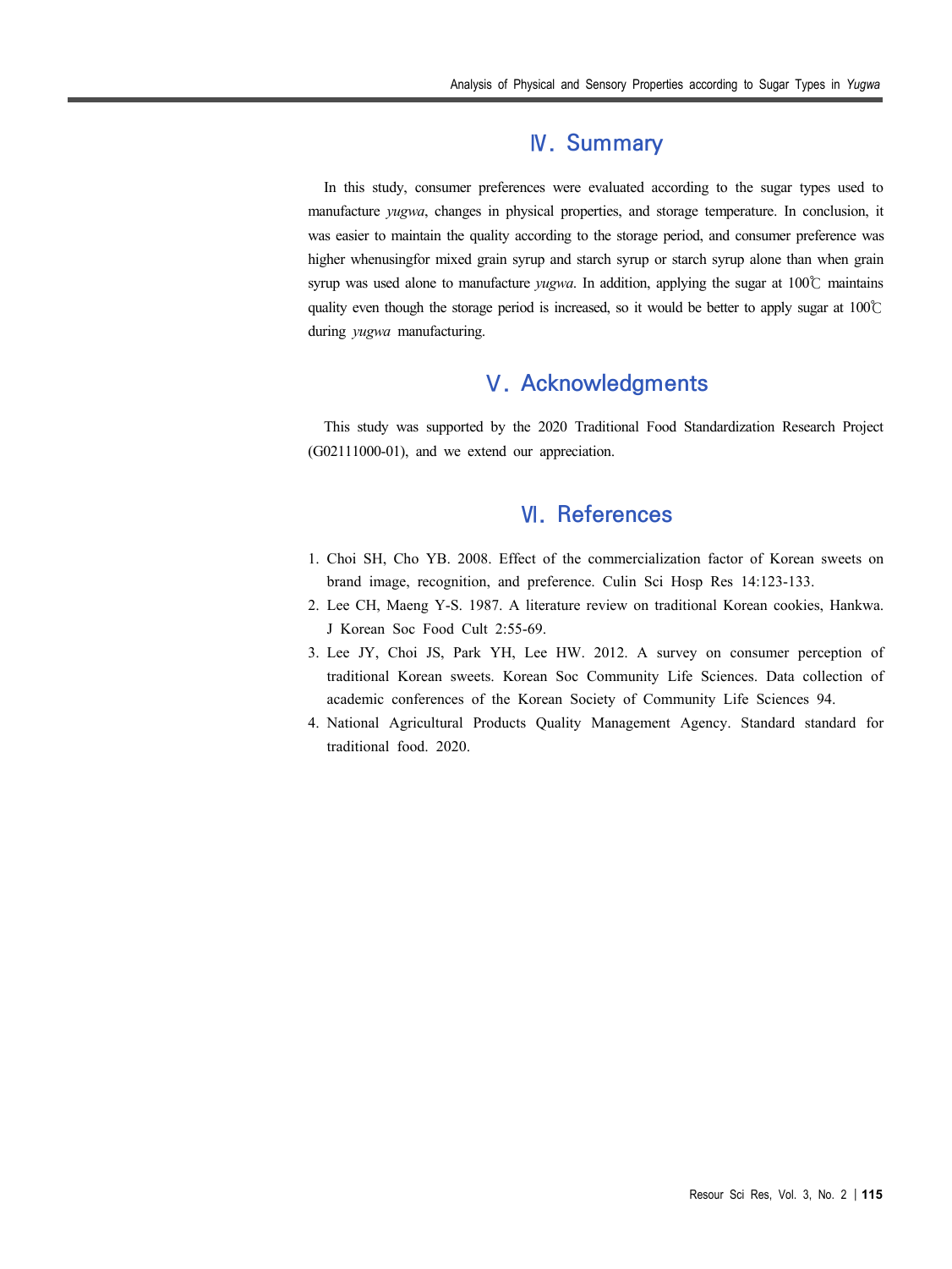## Ⅳ. Summary

In this study, consumer preferences were evaluated according to the sugar types used to manufacture *yugwa*, changes in physical properties, and storage temperature. In conclusion, it was easier to maintain the quality according to the storage period, and consumer preference was higher whenusingfor mixed grain syrup and starch syrup or starch syrup alone than when grain syrup was used alone to manufacture *yugwa*. In addition, applying the sugar at 100℃ maintains quality even though the storage period is increased, so it would be better to apply sugar at 100℃ during *yugwa* manufacturing.

## Ⅴ. Acknowledgments

This study was supported by the 2020 Traditional Food Standardization Research Project (G02111000-01), and we extend our appreciation.

## Ⅵ. References

1. Choi SH, Cho YB. 2008. Effect of the commercialization factor of Korean sweets on brand image, recognition, and preference. Culin Sci Hosp Res 14:123-133.
2. Lee CH, Maeng Y-S. 1987. A literature review on traditional Korean cookies, Hankwa. J Korean Soc Food Cult 2:55-69.
3. Lee JY, Choi JS, Park YH, Lee HW. 2012. A survey on consumer perception of traditional Korean sweets. Korean Soc Community Life Sciences. Data collection of academic conferences of the Korean Society of Community Life Sciences 94.
4. National Agricultural Products Quality Management Agency. Standard standard for traditional food. 2020.